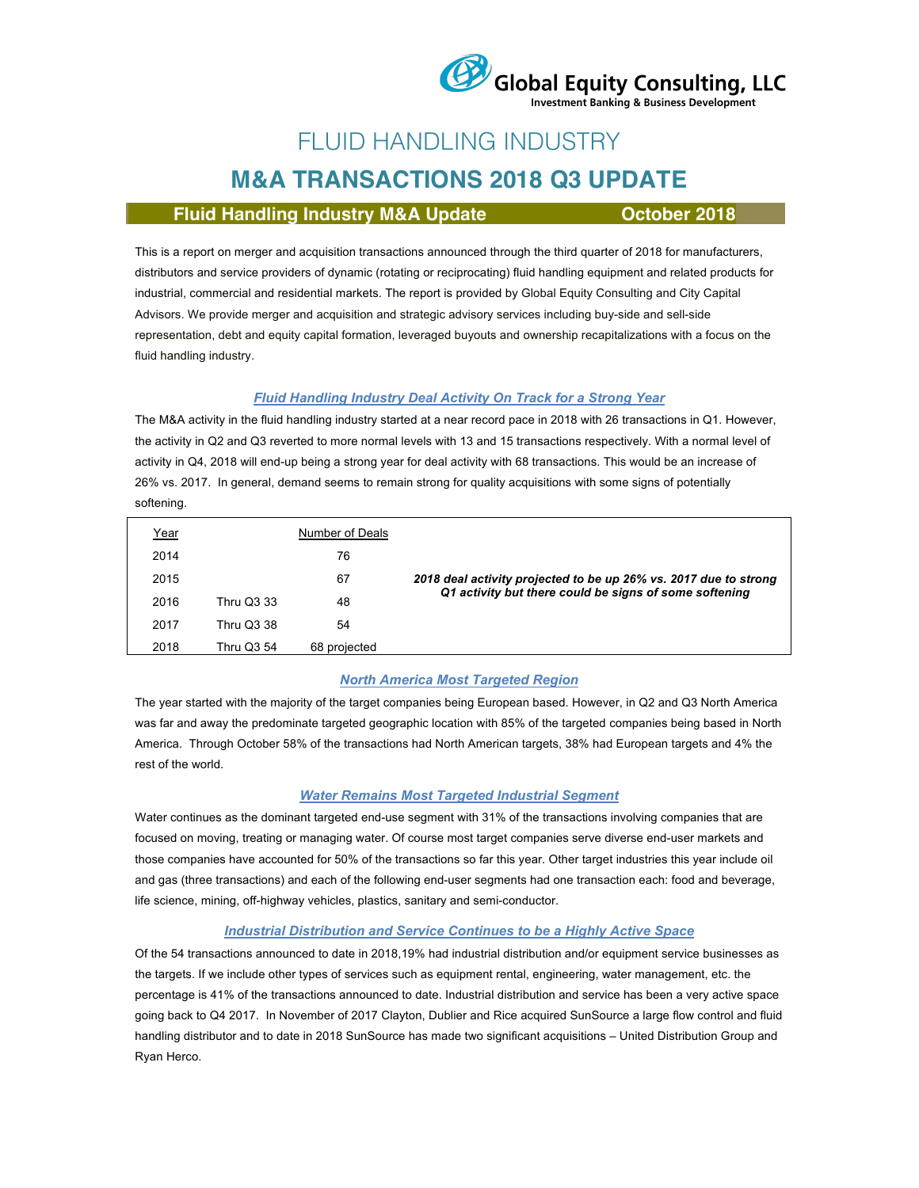Global Equity Consulting, LLC
Investment Banking & Business Development

# FLUID HANDLING INDUSTRY

# M&A TRANSACTIONS 2018 Q3 UPDATE

## Fluid Handling Industry M&A Update — October 2018

This is a report on merger and acquisition transactions announced through the third quarter of 2018 for manufacturers, distributors and service providers of dynamic (rotating or reciprocating) fluid handling equipment and related products for industrial, commercial and residential markets. The report is provided by Global Equity Consulting and City Capital Advisors. We provide merger and acquisition and strategic advisory services including buy-side and sell-side representation, debt and equity capital formation, leveraged buyouts and ownership recapitalizations with a focus on the fluid handling industry.

### *Fluid Handling Industry Deal Activity On Track for a Strong Year*

The M&A activity in the fluid handling industry started at a near record pace in 2018 with 26 transactions in Q1. However, the activity in Q2 and Q3 reverted to more normal levels with 13 and 15 transactions respectively. With a normal level of activity in Q4, 2018 will end-up being a strong year for deal activity with 68 transactions. This would be an increase of 26% vs. 2017. In general, demand seems to remain strong for quality acquisitions with some signs of potentially softening.

| Year | | Number of Deals |
|---|---|---|
| 2014 | | 76 |
| 2015 | | 67 |
| 2016 | Thru Q3 33 | 48 |
| 2017 | Thru Q3 38 | 54 |
| 2018 | Thru Q3 54 | 68 projected |

***2018 deal activity projected to be up 26% vs. 2017 due to strong Q1 activity but there could be signs of some softening***

### *North America Most Targeted Region*

The year started with the majority of the target companies being European based. However, in Q2 and Q3 North America was far and away the predominate targeted geographic location with 85% of the targeted companies being based in North America. Through October 58% of the transactions had North American targets, 38% had European targets and 4% the rest of the world.

### *Water Remains Most Targeted Industrial Segment*

Water continues as the dominant targeted end-use segment with 31% of the transactions involving companies that are focused on moving, treating or managing water. Of course most target companies serve diverse end-user markets and those companies have accounted for 50% of the transactions so far this year. Other target industries this year include oil and gas (three transactions) and each of the following end-user segments had one transaction each: food and beverage, life science, mining, off-highway vehicles, plastics, sanitary and semi-conductor.

### *Industrial Distribution and Service Continues to be a Highly Active Space*

Of the 54 transactions announced to date in 2018,19% had industrial distribution and/or equipment service businesses as the targets. If we include other types of services such as equipment rental, engineering, water management, etc. the percentage is 41% of the transactions announced to date. Industrial distribution and service has been a very active space going back to Q4 2017. In November of 2017 Clayton, Dublier and Rice acquired SunSource a large flow control and fluid handling distributor and to date in 2018 SunSource has made two significant acquisitions – United Distribution Group and Ryan Herco.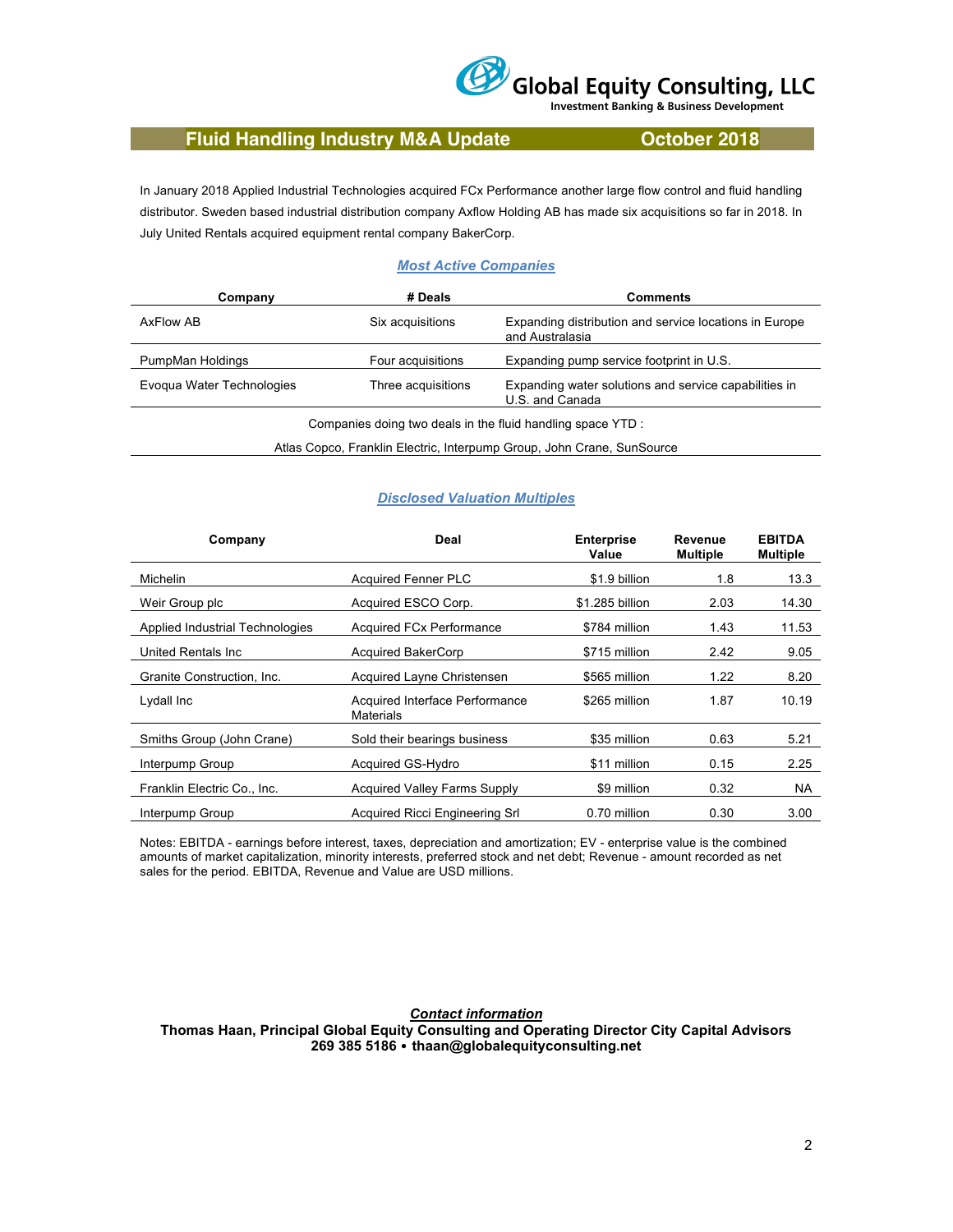# Fluid Handling Industry M&A Update — October 2018

In January 2018 Applied Industrial Technologies acquired FCx Performance another large flow control and fluid handling distributor. Sweden based industrial distribution company Axflow Holding AB has made six acquisitions so far in 2018. In July United Rentals acquired equipment rental company BakerCorp.

## Most Active Companies

| Company | # Deals | Comments |
|---|---|---|
| AxFlow AB | Six acquisitions | Expanding distribution and service locations in Europe and Australasia |
| PumpMan Holdings | Four acquisitions | Expanding pump service footprint in U.S. |
| Evoqua Water Technologies | Three acquisitions | Expanding water solutions and service capabilities in U.S. and Canada |

Companies doing two deals in the fluid handling space YTD :

Atlas Copco, Franklin Electric, Interpump Group, John Crane, SunSource

## Disclosed Valuation Multiples

| Company | Deal | Enterprise Value | Revenue Multiple | EBITDA Multiple |
|---|---|---|---|---|
| Michelin | Acquired Fenner PLC | $1.9 billion | 1.8 | 13.3 |
| Weir Group plc | Acquired ESCO Corp. | $1.285 billion | 2.03 | 14.30 |
| Applied Industrial Technologies | Acquired FCx Performance | $784 million | 1.43 | 11.53 |
| United Rentals Inc | Acquired BakerCorp | $715 million | 2.42 | 9.05 |
| Granite Construction, Inc. | Acquired Layne Christensen | $565 million | 1.22 | 8.20 |
| Lydall Inc | Acquired Interface Performance Materials | $265 million | 1.87 | 10.19 |
| Smiths Group (John Crane) | Sold their bearings business | $35 million | 0.63 | 5.21 |
| Interpump Group | Acquired GS-Hydro | $11 million | 0.15 | 2.25 |
| Franklin Electric Co., Inc. | Acquired Valley Farms Supply | $9 million | 0.32 | NA |
| Interpump Group | Acquired Ricci Engineering Srl | 0.70 million | 0.30 | 3.00 |

Notes: EBITDA - earnings before interest, taxes, depreciation and amortization; EV - enterprise value is the combined amounts of market capitalization, minority interests, preferred stock and net debt; Revenue - amount recorded as net sales for the period. EBITDA, Revenue and Value are USD millions.

***Contact information***

**Thomas Haan, Principal Global Equity Consulting and Operating Director City Capital Advisors**
**269 385 5186 • thaan@globalequityconsulting.net**